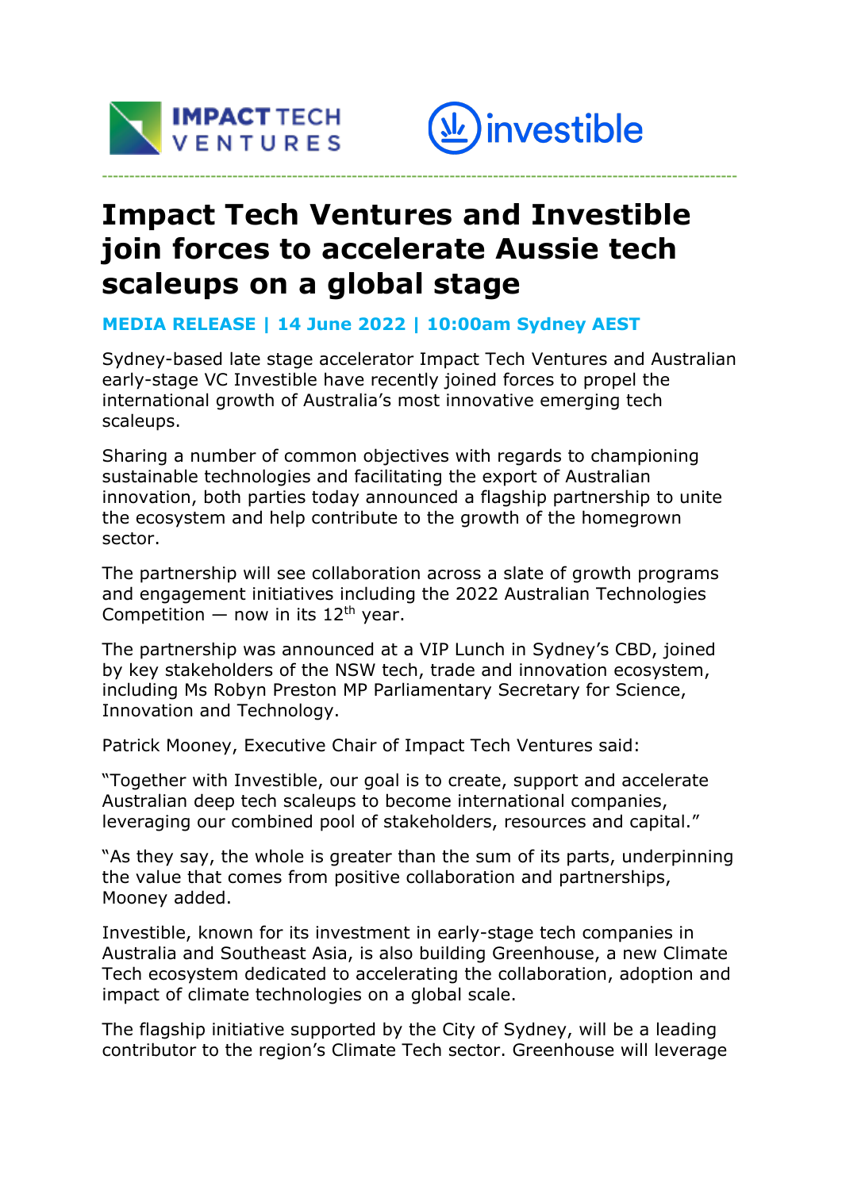# Impact Tech Ventures and Investible join forces to accelerate Aussie tech scaleups on a global stage

**MEDIA RELEASE | 14 June 2022 | 10:00am Sydney AEST**

Sydney-based late stage accelerator Impact Tech Ventures and Australian early-stage VC Investible have recently joined forces to propel the international growth of Australia's most innovative emerging tech scaleups.

Sharing a number of common objectives with regards to championing sustainable technologies and facilitating the export of Australian innovation, both parties today announced a flagship partnership to unite the ecosystem and help contribute to the growth of the homegrown sector.

The partnership will see collaboration across a slate of growth programs and engagement initiatives including the 2022 Australian Technologies Competition — now in its 12th year.

The partnership was announced at a VIP Lunch in Sydney's CBD, joined by key stakeholders of the NSW tech, trade and innovation ecosystem, including Ms Robyn Preston MP Parliamentary Secretary for Science, Innovation and Technology.

Patrick Mooney, Executive Chair of Impact Tech Ventures said:

"Together with Investible, our goal is to create, support and accelerate Australian deep tech scaleups to become international companies, leveraging our combined pool of stakeholders, resources and capital."

"As they say, the whole is greater than the sum of its parts, underpinning the value that comes from positive collaboration and partnerships, Mooney added.

Investible, known for its investment in early-stage tech companies in Australia and Southeast Asia, is also building Greenhouse, a new Climate Tech ecosystem dedicated to accelerating the collaboration, adoption and impact of climate technologies on a global scale.

The flagship initiative supported by the City of Sydney, will be a leading contributor to the region's Climate Tech sector. Greenhouse will leverage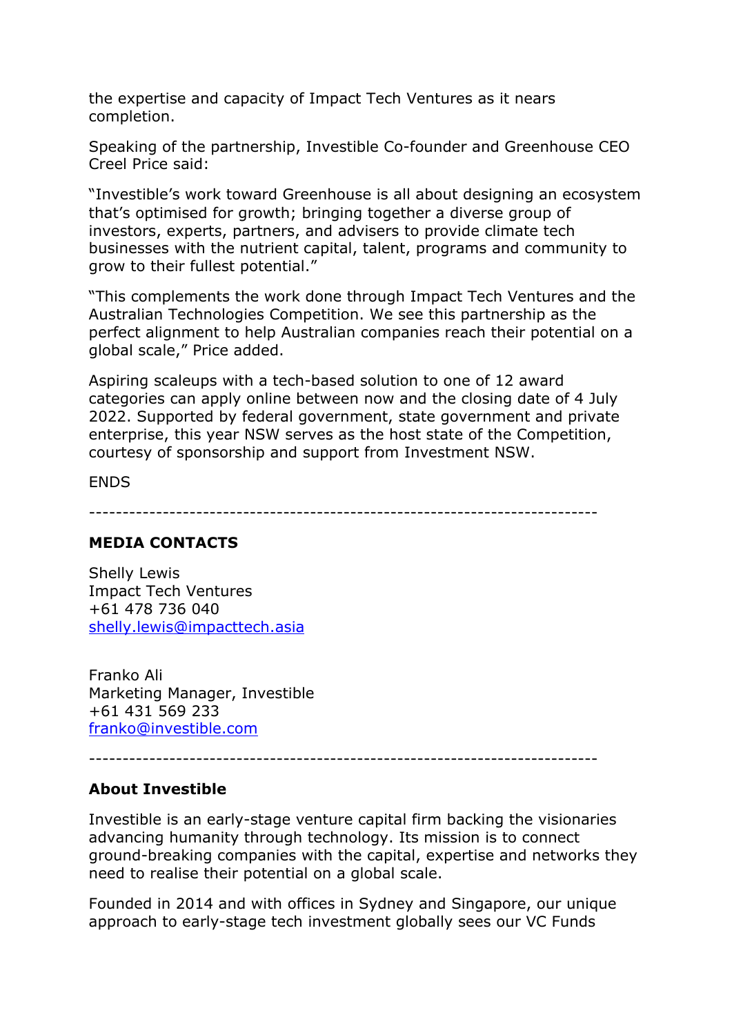the expertise and capacity of Impact Tech Ventures as it nears completion.

Speaking of the partnership, Investible Co-founder and Greenhouse CEO Creel Price said:

“Investible’s work toward Greenhouse is all about designing an ecosystem that’s optimised for growth; bringing together a diverse group of investors, experts, partners, and advisers to provide climate tech businesses with the nutrient capital, talent, programs and community to grow to their fullest potential.”

“This complements the work done through Impact Tech Ventures and the Australian Technologies Competition. We see this partnership as the perfect alignment to help Australian companies reach their potential on a global scale,” Price added.

Aspiring scaleups with a tech-based solution to one of 12 award categories can apply online between now and the closing date of 4 July 2022. Supported by federal government, state government and private enterprise, this year NSW serves as the host state of the Competition, courtesy of sponsorship and support from Investment NSW.

ENDS

---

**MEDIA CONTACTS**

Shelly Lewis
Impact Tech Ventures
+61 478 736 040
shelly.lewis@impacttech.asia

Franko Ali
Marketing Manager, Investible
+61 431 569 233
franko@investible.com

---

**About Investible**

Investible is an early-stage venture capital firm backing the visionaries advancing humanity through technology. Its mission is to connect ground-breaking companies with the capital, expertise and networks they need to realise their potential on a global scale.

Founded in 2014 and with offices in Sydney and Singapore, our unique approach to early-stage tech investment globally sees our VC Funds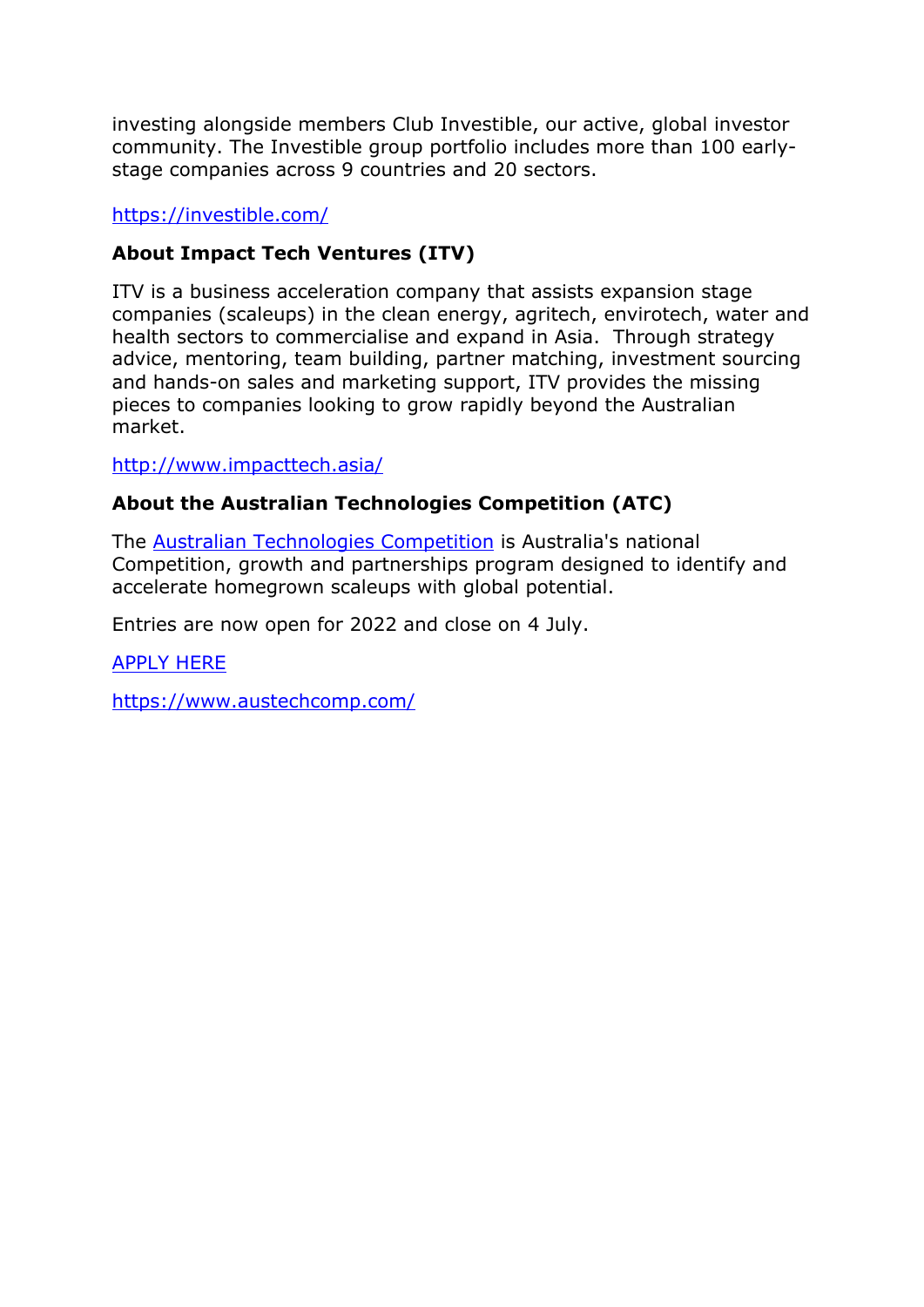investing alongside members Club Investible, our active, global investor community. The Investible group portfolio includes more than 100 early-stage companies across 9 countries and 20 sectors.

https://investible.com/

**About Impact Tech Ventures (ITV)**

ITV is a business acceleration company that assists expansion stage companies (scaleups) in the clean energy, agritech, envirotech, water and health sectors to commercialise and expand in Asia. Through strategy advice, mentoring, team building, partner matching, investment sourcing and hands-on sales and marketing support, ITV provides the missing pieces to companies looking to grow rapidly beyond the Australian market.

http://www.impacttech.asia/

**About the Australian Technologies Competition (ATC)**

The Australian Technologies Competition is Australia's national Competition, growth and partnerships program designed to identify and accelerate homegrown scaleups with global potential.

Entries are now open for 2022 and close on 4 July.

APPLY HERE

https://www.austechcomp.com/